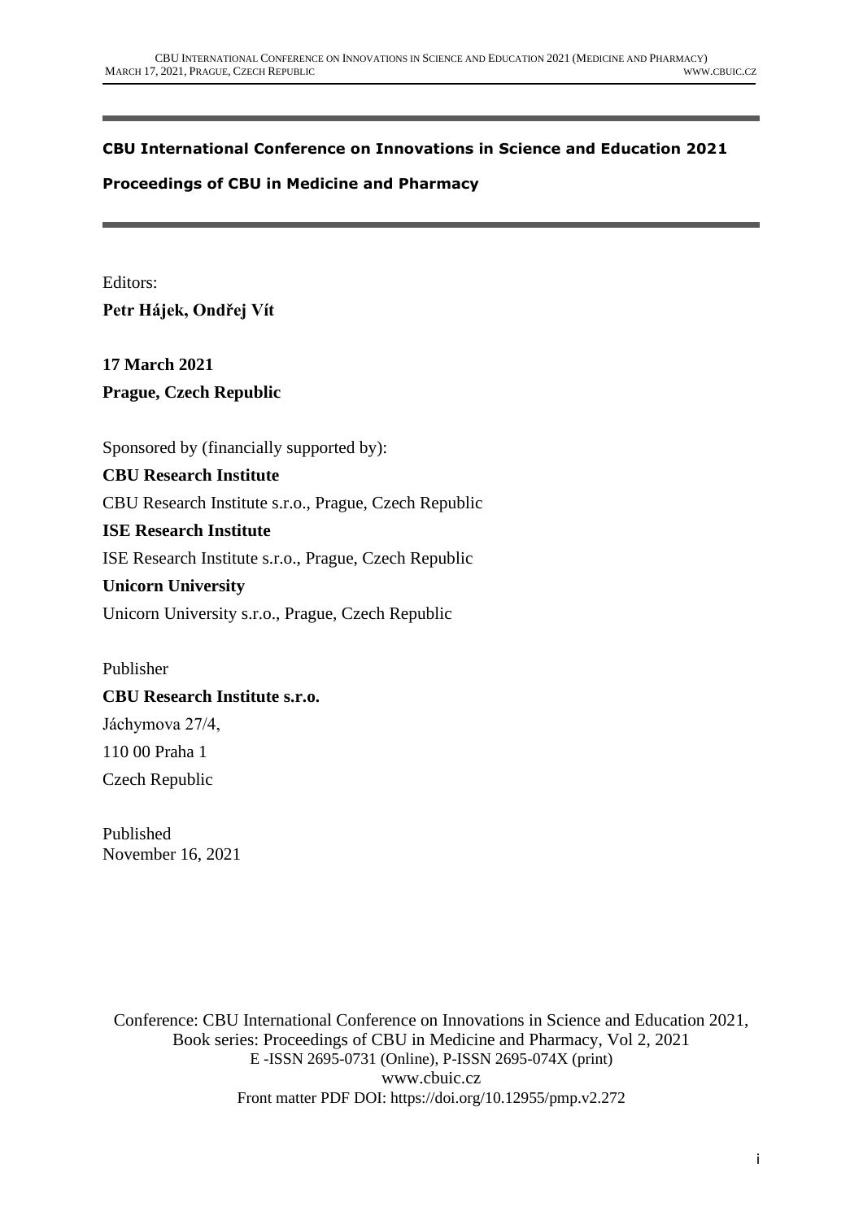**CBU International Conference on Innovations in Science and Education 2021**

**Proceedings of CBU in Medicine and Pharmacy**

Editors:

**Petr Hájek, Ondřej Vít**

**17 March 2021**

**Prague, Czech Republic**

Sponsored by (financially supported by):

**CBU Research Institute**

CBU Research Institute s.r.o., Prague, Czech Republic

**ISE Research Institute**

ISE Research Institute s.r.o., Prague, Czech Republic

**Unicorn University**

Unicorn University s.r.o., Prague, Czech Republic

Publisher

**CBU Research Institute s.r.o.**

Jáchymova 27/4,

110 00 Praha 1

Czech Republic

Published

November 16, 2021

Conference: CBU International Conference on Innovations in Science and Education 2021,
Book series: Proceedings of CBU in Medicine and Pharmacy, Vol 2, 2021
E -ISSN 2695-0731 (Online), P-ISSN 2695-074X (print)
www.cbuic.cz
Front matter PDF DOI: https://doi.org/10.12955/pmp.v2.272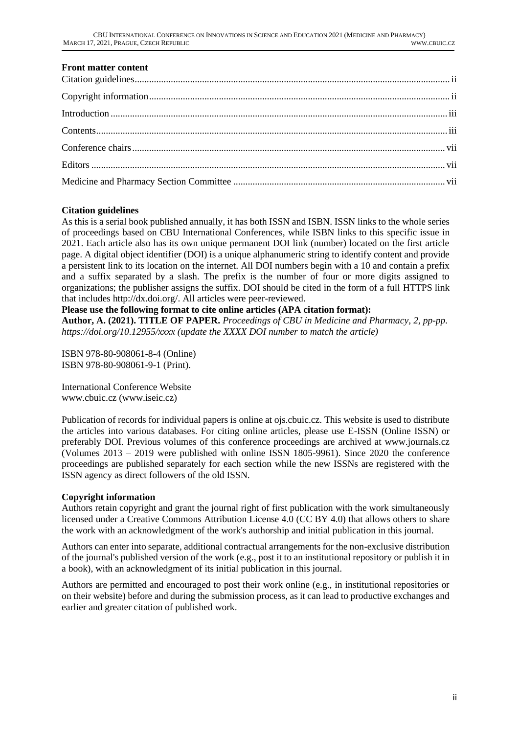**Front matter content**

Citation guidelines .......... ii

Copyright information .......... ii

Introduction .......... iii

Contents .......... iii

Conference chairs .......... vii

Editors .......... vii

Medicine and Pharmacy Section Committee .......... vii

**Citation guidelines**

As this is a serial book published annually, it has both ISSN and ISBN. ISSN links to the whole series of proceedings based on CBU International Conferences, while ISBN links to this specific issue in 2021. Each article also has its own unique permanent DOI link (number) located on the first article page. A digital object identifier (DOI) is a unique alphanumeric string to identify content and provide a persistent link to its location on the internet. All DOI numbers begin with a 10 and contain a prefix and a suffix separated by a slash. The prefix is the number of four or more digits assigned to organizations; the publisher assigns the suffix. DOI should be cited in the form of a full HTTPS link that includes http://dx.doi.org/. All articles were peer-reviewed.

**Please use the following format to cite online articles (APA citation format):**

**Author, A. (2021). TITLE OF PAPER.** *Proceedings of CBU in Medicine and Pharmacy, 2, pp-pp. https://doi.org/10.12955/xxxx (update the XXXX DOI number to match the article)*

ISBN 978-80-908061-8-4 (Online)
ISBN 978-80-908061-9-1 (Print).

International Conference Website
www.cbuic.cz (www.iseic.cz)

Publication of records for individual papers is online at ojs.cbuic.cz. This website is used to distribute the articles into various databases. For citing online articles, please use E-ISSN (Online ISSN) or preferably DOI. Previous volumes of this conference proceedings are archived at www.journals.cz (Volumes 2013 – 2019 were published with online ISSN 1805-9961). Since 2020 the conference proceedings are published separately for each section while the new ISSNs are registered with the ISSN agency as direct followers of the old ISSN.

**Copyright information**

Authors retain copyright and grant the journal right of first publication with the work simultaneously licensed under a Creative Commons Attribution License 4.0 (CC BY 4.0) that allows others to share the work with an acknowledgment of the work's authorship and initial publication in this journal.

Authors can enter into separate, additional contractual arrangements for the non-exclusive distribution of the journal's published version of the work (e.g., post it to an institutional repository or publish it in a book), with an acknowledgment of its initial publication in this journal.

Authors are permitted and encouraged to post their work online (e.g., in institutional repositories or on their website) before and during the submission process, as it can lead to productive exchanges and earlier and greater citation of published work.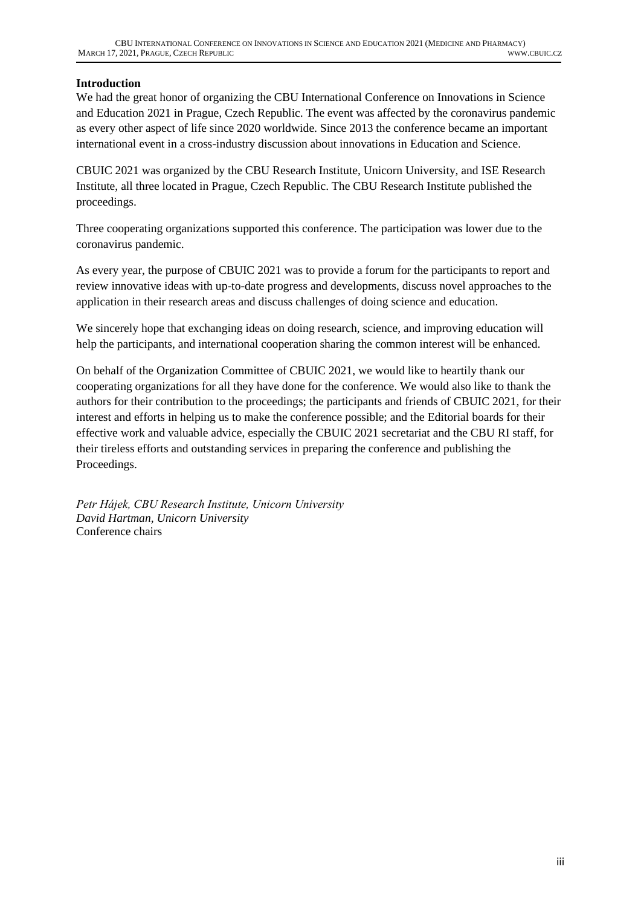## Introduction

We had the great honor of organizing the CBU International Conference on Innovations in Science and Education 2021 in Prague, Czech Republic. The event was affected by the coronavirus pandemic as every other aspect of life since 2020 worldwide. Since 2013 the conference became an important international event in a cross-industry discussion about innovations in Education and Science.

CBUIC 2021 was organized by the CBU Research Institute, Unicorn University, and ISE Research Institute, all three located in Prague, Czech Republic. The CBU Research Institute published the proceedings.

Three cooperating organizations supported this conference. The participation was lower due to the coronavirus pandemic.

As every year, the purpose of CBUIC 2021 was to provide a forum for the participants to report and review innovative ideas with up-to-date progress and developments, discuss novel approaches to the application in their research areas and discuss challenges of doing science and education.

We sincerely hope that exchanging ideas on doing research, science, and improving education will help the participants, and international cooperation sharing the common interest will be enhanced.

On behalf of the Organization Committee of CBUIC 2021, we would like to heartily thank our cooperating organizations for all they have done for the conference. We would also like to thank the authors for their contribution to the proceedings; the participants and friends of CBUIC 2021, for their interest and efforts in helping us to make the conference possible; and the Editorial boards for their effective work and valuable advice, especially the CBUIC 2021 secretariat and the CBU RI staff, for their tireless efforts and outstanding services in preparing the conference and publishing the Proceedings.

*Petr Hájek, CBU Research Institute, Unicorn University*
*David Hartman, Unicorn University*
Conference chairs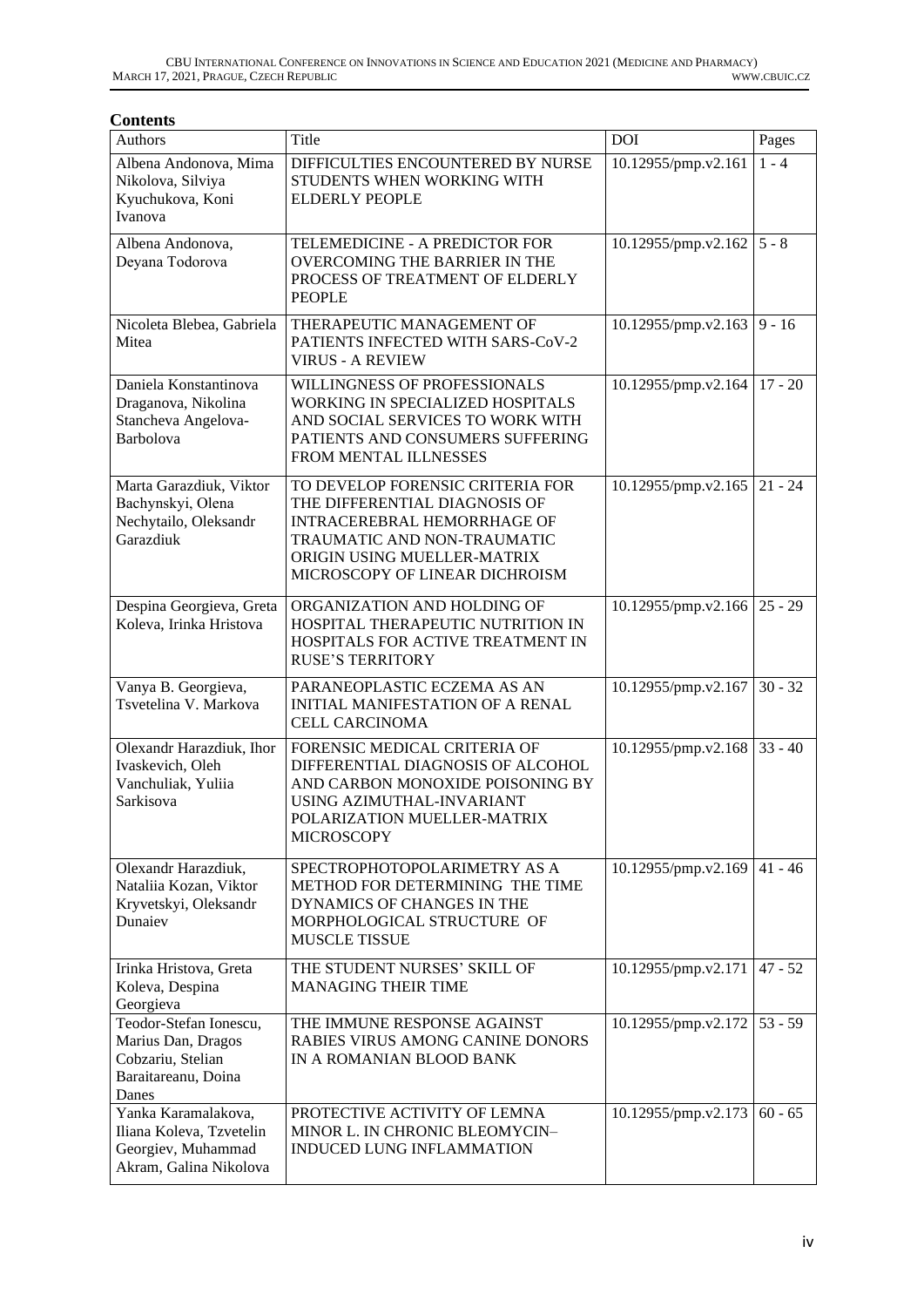**Contents**

| Authors | Title | DOI | Pages |
|---|---|---|---|
| Albena Andonova, Mima Nikolova, Silviya Kyuchukova, Koni Ivanova | DIFFICULTIES ENCOUNTERED BY NURSE STUDENTS WHEN WORKING WITH ELDERLY PEOPLE | 10.12955/pmp.v2.161 | 1 - 4 |
| Albena Andonova, Deyana Todorova | TELEMEDICINE - A PREDICTOR FOR OVERCOMING THE BARRIER IN THE PROCESS OF TREATMENT OF ELDERLY PEOPLE | 10.12955/pmp.v2.162 | 5 - 8 |
| Nicoleta Blebea, Gabriela Mitea | THERAPEUTIC MANAGEMENT OF PATIENTS INFECTED WITH SARS-CoV-2 VIRUS - A REVIEW | 10.12955/pmp.v2.163 | 9 - 16 |
| Daniela Konstantinova Draganova, Nikolina Stancheva Angelova-Barbolova | WILLINGNESS OF PROFESSIONALS WORKING IN SPECIALIZED HOSPITALS AND SOCIAL SERVICES TO WORK WITH PATIENTS AND CONSUMERS SUFFERING FROM MENTAL ILLNESSES | 10.12955/pmp.v2.164 | 17 - 20 |
| Marta Garazdiuk, Viktor Bachynskyi, Olena Nechytailo, Oleksandr Garazdiuk | TO DEVELOP FORENSIC CRITERIA FOR THE DIFFERENTIAL DIAGNOSIS OF INTRACEREBRAL HEMORRHAGE OF TRAUMATIC AND NON-TRAUMATIC ORIGIN USING MUELLER-MATRIX MICROSCOPY OF LINEAR DICHROISM | 10.12955/pmp.v2.165 | 21 - 24 |
| Despina Georgieva, Greta Koleva, Irinka Hristova | ORGANIZATION AND HOLDING OF HOSPITAL THERAPEUTIC NUTRITION IN HOSPITALS FOR ACTIVE TREATMENT IN RUSE'S TERRITORY | 10.12955/pmp.v2.166 | 25 - 29 |
| Vanya B. Georgieva, Tsvetelina V. Markova | PARANEOPLASTIC ECZEMA AS AN INITIAL MANIFESTATION OF A RENAL CELL CARCINOMA | 10.12955/pmp.v2.167 | 30 - 32 |
| Olexandr Harazdiuk, Ihor Ivaskevich, Oleh Vanchuliak, Yuliia Sarkisova | FORENSIC MEDICAL CRITERIA OF DIFFERENTIAL DIAGNOSIS OF ALCOHOL AND CARBON MONOXIDE POISONING BY USING AZIMUTHAL-INVARIANT POLARIZATION MUELLER-MATRIX MICROSCOPY | 10.12955/pmp.v2.168 | 33 - 40 |
| Olexandr Harazdiuk, Nataliia Kozan, Viktor Kryvetskyi, Oleksandr Dunaiev | SPECTROPHOTOPOLARIMETRY AS A METHOD FOR DETERMINING THE TIME DYNAMICS OF CHANGES IN THE MORPHOLOGICAL STRUCTURE OF MUSCLE TISSUE | 10.12955/pmp.v2.169 | 41 - 46 |
| Irinka Hristova, Greta Koleva, Despina Georgieva | THE STUDENT NURSES' SKILL OF MANAGING THEIR TIME | 10.12955/pmp.v2.171 | 47 - 52 |
| Teodor-Stefan Ionescu, Marius Dan, Dragos Cobzariu, Stelian Baraitareanu, Doina Danes | THE IMMUNE RESPONSE AGAINST RABIES VIRUS AMONG CANINE DONORS IN A ROMANIAN BLOOD BANK | 10.12955/pmp.v2.172 | 53 - 59 |
| Yanka Karamalakova, Iliana Koleva, Tzvetelin Georgiev, Muhammad Akram, Galina Nikolova | PROTECTIVE ACTIVITY OF LEMNA MINOR L. IN CHRONIC BLEOMYCIN–INDUCED LUNG INFLAMMATION | 10.12955/pmp.v2.173 | 60 - 65 |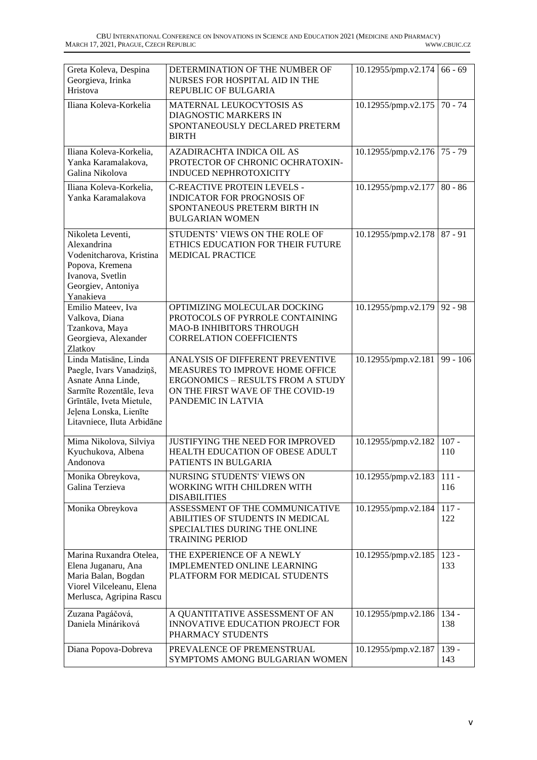| | | | |
|---|---|---|---|
| Greta Koleva, Despina Georgieva, Irinka Hristova | DETERMINATION OF THE NUMBER OF NURSES FOR HOSPITAL AID IN THE REPUBLIC OF BULGARIA | 10.12955/pmp.v2.174 | 66 - 69 |
| Iliana Koleva-Korkelia | MATERNAL LEUKOCYTOSIS AS DIAGNOSTIC MARKERS IN SPONTANEOUSLY DECLARED PRETERM BIRTH | 10.12955/pmp.v2.175 | 70 - 74 |
| Iliana Koleva-Korkelia, Yanka Karamalakova, Galina Nikolova | AZADIRACHTA INDICA OIL AS PROTECTOR OF CHRONIC OCHRATOXIN-INDUCED NEPHROTOXICITY | 10.12955/pmp.v2.176 | 75 - 79 |
| Iliana Koleva-Korkelia, Yanka Karamalakova | C-REACTIVE PROTEIN LEVELS - INDICATOR FOR PROGNOSIS OF SPONTANEOUS PRETERM BIRTH IN BULGARIAN WOMEN | 10.12955/pmp.v2.177 | 80 - 86 |
| Nikoleta Leventi, Alexandrina Vodenitcharova, Kristina Popova, Kremena Ivanova, Svetlin Georgiev, Antoniya Yanakieva | STUDENTS' VIEWS ON THE ROLE OF ETHICS EDUCATION FOR THEIR FUTURE MEDICAL PRACTICE | 10.12955/pmp.v2.178 | 87 - 91 |
| Emilio Mateev, Iva Valkova, Diana Tzankova, Maya Georgieva, Alexander Zlatkov | OPTIMIZING MOLECULAR DOCKING PROTOCOLS OF PYRROLE CONTAINING MAO-B INHIBITORS THROUGH CORRELATION COEFFICIENTS | 10.12955/pmp.v2.179 | 92 - 98 |
| Linda Matisāne, Linda Paegle, Ivars Vanadziņš, Asnate Anna Linde, Sarmīte Rozentāle, Ieva Grīntāle, Iveta Mietule, Jeļena Lonska, Lienīte Litavniece, Iluta Arbidāne | ANALYSIS OF DIFFERENT PREVENTIVE MEASURES TO IMPROVE HOME OFFICE ERGONOMICS – RESULTS FROM A STUDY ON THE FIRST WAVE OF THE COVID-19 PANDEMIC IN LATVIA | 10.12955/pmp.v2.181 | 99 - 106 |
| Mima Nikolova, Silviya Kyuchukova, Albena Andonova | JUSTIFYING THE NEED FOR IMPROVED HEALTH EDUCATION OF OBESE ADULT PATIENTS IN BULGARIA | 10.12955/pmp.v2.182 | 107 - 110 |
| Monika Obreykova, Galina Terzieva | NURSING STUDENTS' VIEWS ON WORKING WITH CHILDREN WITH DISABILITIES | 10.12955/pmp.v2.183 | 111 - 116 |
| Monika Obreykova | ASSESSMENT OF THE COMMUNICATIVE ABILITIES OF STUDENTS IN MEDICAL SPECIALTIES DURING THE ONLINE TRAINING PERIOD | 10.12955/pmp.v2.184 | 117 - 122 |
| Marina Ruxandra Otelea, Elena Juganaru, Ana Maria Balan, Bogdan Viorel Vilceleanu, Elena Merlusca, Agripina Rascu | THE EXPERIENCE OF A NEWLY IMPLEMENTED ONLINE LEARNING PLATFORM FOR MEDICAL STUDENTS | 10.12955/pmp.v2.185 | 123 - 133 |
| Zuzana Pagáčová, Daniela Mináriková | A QUANTITATIVE ASSESSMENT OF AN INNOVATIVE EDUCATION PROJECT FOR PHARMACY STUDENTS | 10.12955/pmp.v2.186 | 134 - 138 |
| Diana Popova-Dobreva | PREVALENCE OF PREMENSTRUAL SYMPTOMS AMONG BULGARIAN WOMEN | 10.12955/pmp.v2.187 | 139 - 143 |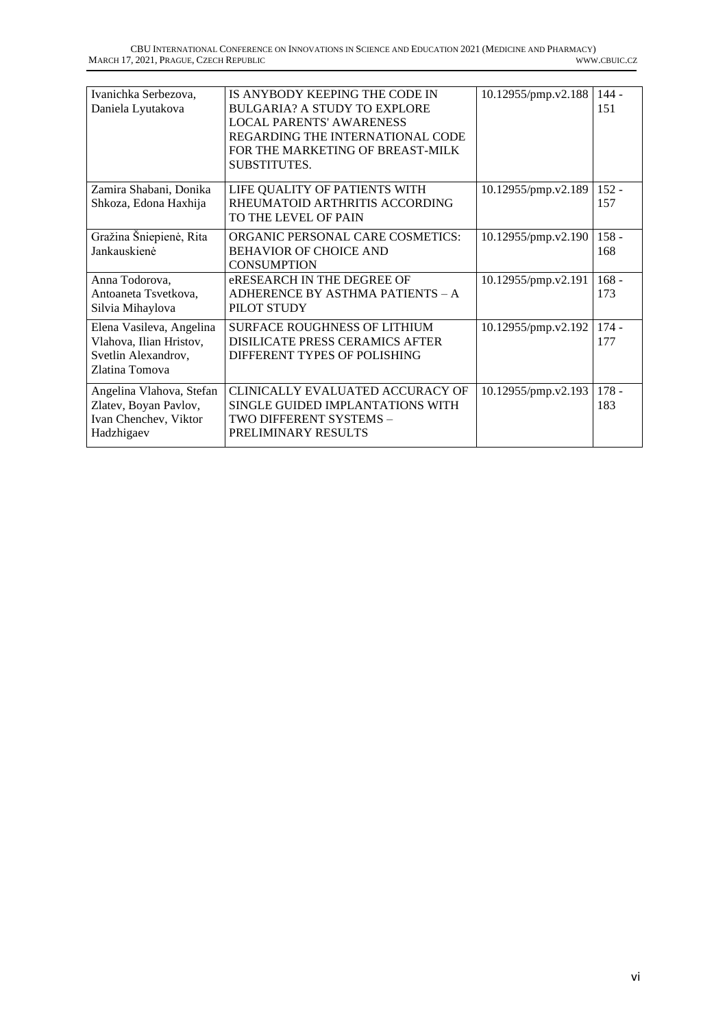| Ivanichka Serbezova, Daniela Lyutakova | IS ANYBODY KEEPING THE CODE IN BULGARIA? A STUDY TO EXPLORE LOCAL PARENTS' AWARENESS REGARDING THE INTERNATIONAL CODE FOR THE MARKETING OF BREAST-MILK SUBSTITUTES. | 10.12955/pmp.v2.188 | 144 - 151 |
|---|---|---|---|
| Zamira Shabani, Donika Shkoza, Edona Haxhija | LIFE QUALITY OF PATIENTS WITH RHEUMATOID ARTHRITIS ACCORDING TO THE LEVEL OF PAIN | 10.12955/pmp.v2.189 | 152 - 157 |
| Gražina Šniepienė, Rita Jankauskienė | ORGANIC PERSONAL CARE COSMETICS: BEHAVIOR OF CHOICE AND CONSUMPTION | 10.12955/pmp.v2.190 | 158 - 168 |
| Anna Todorova, Antoaneta Tsvetkova, Silvia Mihaylova | eRESEARCH IN THE DEGREE OF ADHERENCE BY ASTHMA PATIENTS – A PILOT STUDY | 10.12955/pmp.v2.191 | 168 - 173 |
| Elena Vasileva, Angelina Vlahova, Ilian Hristov, Svetlin Alexandrov, Zlatina Tomova | SURFACE ROUGHNESS OF LITHIUM DISILICATE PRESS CERAMICS AFTER DIFFERENT TYPES OF POLISHING | 10.12955/pmp.v2.192 | 174 - 177 |
| Angelina Vlahova, Stefan Zlatev, Boyan Pavlov, Ivan Chenchev, Viktor Hadzhigaev | CLINICALLY EVALUATED ACCURACY OF SINGLE GUIDED IMPLANTATIONS WITH TWO DIFFERENT SYSTEMS – PRELIMINARY RESULTS | 10.12955/pmp.v2.193 | 178 - 183 |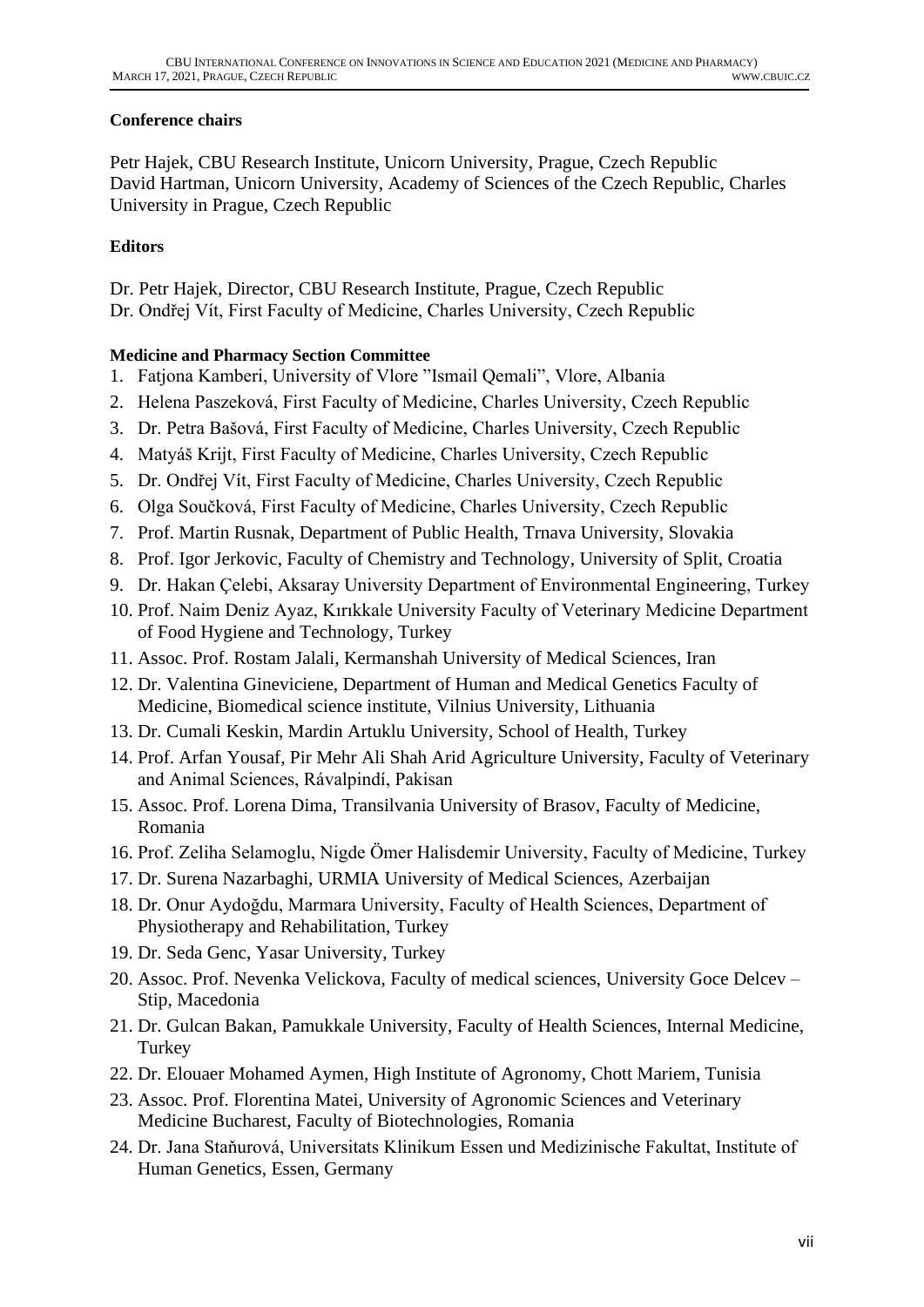**Conference chairs**

Petr Hajek, CBU Research Institute, Unicorn University, Prague, Czech Republic
David Hartman, Unicorn University, Academy of Sciences of the Czech Republic, Charles University in Prague, Czech Republic

**Editors**

Dr. Petr Hajek, Director, CBU Research Institute, Prague, Czech Republic
Dr. Ondřej Vít, First Faculty of Medicine, Charles University, Czech Republic

**Medicine and Pharmacy Section Committee**

1. Fatjona Kamberi, University of Vlore "Ismail Qemali", Vlore, Albania
2. Helena Paszeková, First Faculty of Medicine, Charles University, Czech Republic
3. Dr. Petra Bašová, First Faculty of Medicine, Charles University, Czech Republic
4. Matyáš Krijt, First Faculty of Medicine, Charles University, Czech Republic
5. Dr. Ondřej Vít, First Faculty of Medicine, Charles University, Czech Republic
6. Olga Součková, First Faculty of Medicine, Charles University, Czech Republic
7. Prof. Martin Rusnak, Department of Public Health, Trnava University, Slovakia
8. Prof. Igor Jerkovic, Faculty of Chemistry and Technology, University of Split, Croatia
9. Dr. Hakan Çelebi, Aksaray University Department of Environmental Engineering, Turkey
10. Prof. Naim Deniz Ayaz, Kırıkkale University Faculty of Veterinary Medicine Department of Food Hygiene and Technology, Turkey
11. Assoc. Prof. Rostam Jalali, Kermanshah University of Medical Sciences, Iran
12. Dr. Valentina Gineviciene, Department of Human and Medical Genetics Faculty of Medicine, Biomedical science institute, Vilnius University, Lithuania
13. Dr. Cumali Keskin, Mardin Artuklu University, School of Health, Turkey
14. Prof. Arfan Yousaf, Pir Mehr Ali Shah Arid Agriculture University, Faculty of Veterinary and Animal Sciences, Rávalpindí, Pakisan
15. Assoc. Prof. Lorena Dima, Transilvania University of Brasov, Faculty of Medicine, Romania
16. Prof. Zeliha Selamoglu, Nigde Ömer Halisdemir University, Faculty of Medicine, Turkey
17. Dr. Surena Nazarbaghi, URMIA University of Medical Sciences, Azerbaijan
18. Dr. Onur Aydoğdu, Marmara University, Faculty of Health Sciences, Department of Physiotherapy and Rehabilitation, Turkey
19. Dr. Seda Genc, Yasar University, Turkey
20. Assoc. Prof. Nevenka Velickova, Faculty of medical sciences, University Goce Delcev – Stip, Macedonia
21. Dr. Gulcan Bakan, Pamukkale University, Faculty of Health Sciences, Internal Medicine, Turkey
22. Dr. Elouaer Mohamed Aymen, High Institute of Agronomy, Chott Mariem, Tunisia
23. Assoc. Prof. Florentina Matei, University of Agronomic Sciences and Veterinary Medicine Bucharest, Faculty of Biotechnologies, Romania
24. Dr. Jana Staňurová, Universitats Klinikum Essen und Medizinische Fakultat, Institute of Human Genetics, Essen, Germany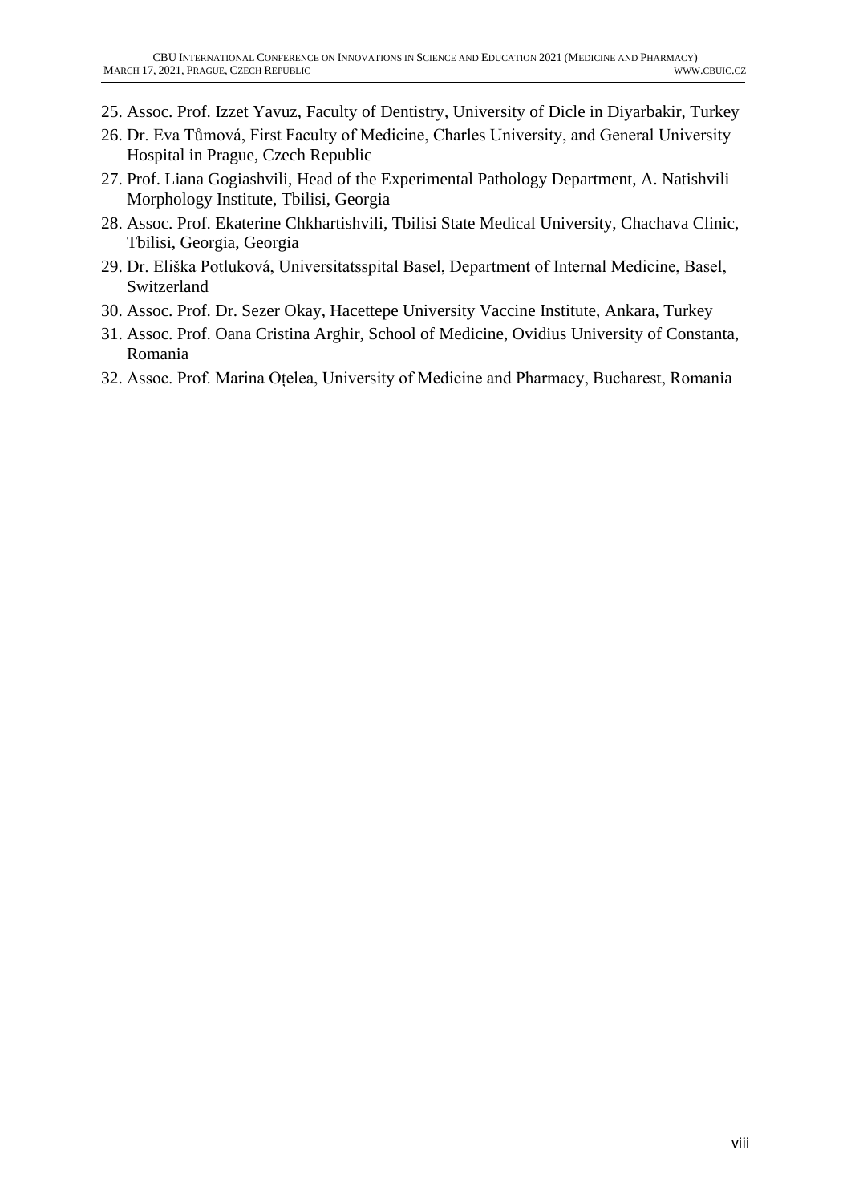25. Assoc. Prof. Izzet Yavuz, Faculty of Dentistry, University of Dicle in Diyarbakir, Turkey
26. Dr. Eva Tůmová, First Faculty of Medicine, Charles University, and General University Hospital in Prague, Czech Republic
27. Prof. Liana Gogiashvili, Head of the Experimental Pathology Department, A. Natishvili Morphology Institute, Tbilisi, Georgia
28. Assoc. Prof. Ekaterine Chkhartishvili, Tbilisi State Medical University, Chachava Clinic, Tbilisi, Georgia, Georgia
29. Dr. Eliška Potluková, Universitatsspital Basel, Department of Internal Medicine, Basel, Switzerland
30. Assoc. Prof. Dr. Sezer Okay, Hacettepe University Vaccine Institute, Ankara, Turkey
31. Assoc. Prof. Oana Cristina Arghir, School of Medicine, Ovidius University of Constanta, Romania
32. Assoc. Prof. Marina Oțelea, University of Medicine and Pharmacy, Bucharest, Romania